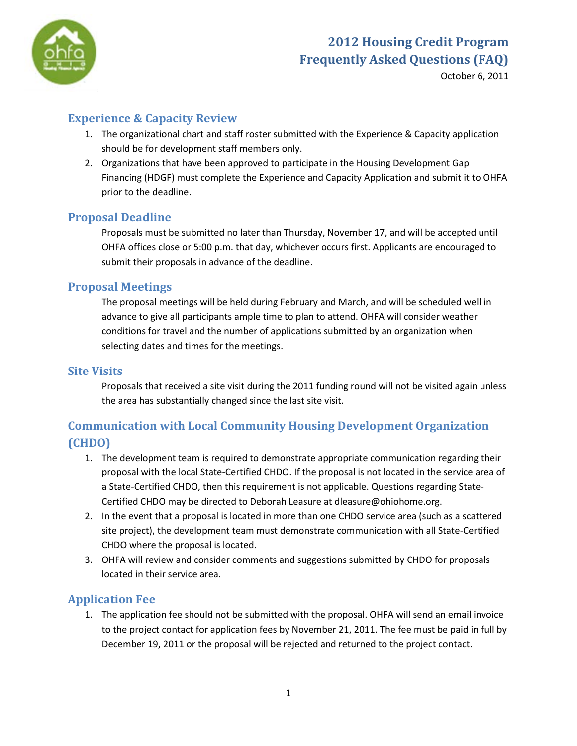# 2012 Housing Credit Program Frequently Asked Questions (FAQ)

October 6, 2011

## Experience & Capacity Review

1. The organizational chart and staff roster submitted with the Experience & Capacity application should be for development staff members only.
2. Organizations that have been approved to participate in the Housing Development Gap Financing (HDGF) must complete the Experience and Capacity Application and submit it to OHFA prior to the deadline.

## Proposal Deadline

Proposals must be submitted no later than Thursday, November 17, and will be accepted until OHFA offices close or 5:00 p.m. that day, whichever occurs first. Applicants are encouraged to submit their proposals in advance of the deadline.

## Proposal Meetings

The proposal meetings will be held during February and March, and will be scheduled well in advance to give all participants ample time to plan to attend. OHFA will consider weather conditions for travel and the number of applications submitted by an organization when selecting dates and times for the meetings.

## Site Visits

Proposals that received a site visit during the 2011 funding round will not be visited again unless the area has substantially changed since the last site visit.

## Communication with Local Community Housing Development Organization (CHDO)

1. The development team is required to demonstrate appropriate communication regarding their proposal with the local State-Certified CHDO. If the proposal is not located in the service area of a State-Certified CHDO, then this requirement is not applicable. Questions regarding State-Certified CHDO may be directed to Deborah Leasure at dleasure@ohiohome.org.
2. In the event that a proposal is located in more than one CHDO service area (such as a scattered site project), the development team must demonstrate communication with all State-Certified CHDO where the proposal is located.
3. OHFA will review and consider comments and suggestions submitted by CHDO for proposals located in their service area.

## Application Fee

1. The application fee should not be submitted with the proposal. OHFA will send an email invoice to the project contact for application fees by November 21, 2011. The fee must be paid in full by December 19, 2011 or the proposal will be rejected and returned to the project contact.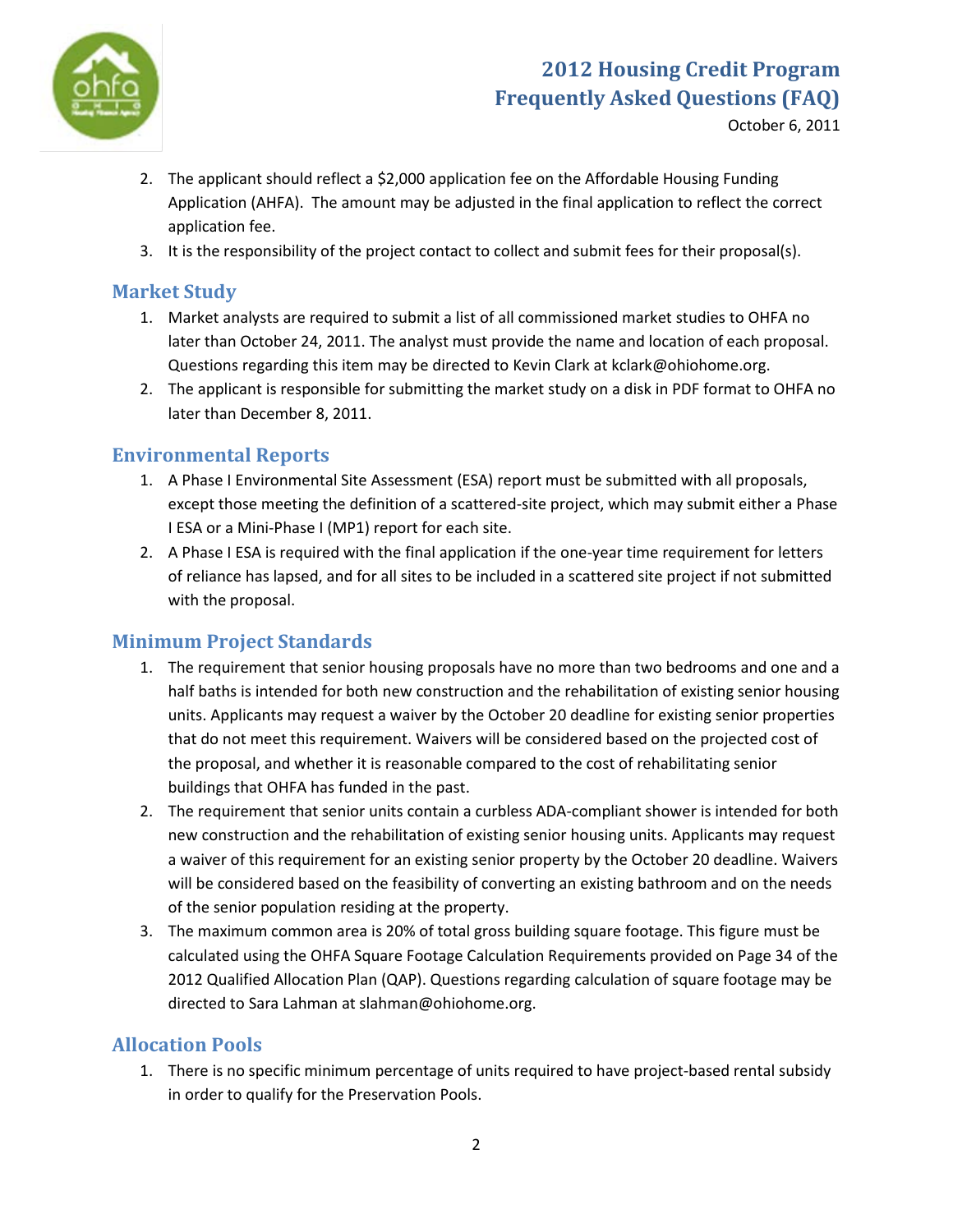2. The applicant should reflect a $2,000 application fee on the Affordable Housing Funding Application (AHFA). The amount may be adjusted in the final application to reflect the correct application fee.
3. It is the responsibility of the project contact to collect and submit fees for their proposal(s).

## Market Study

1. Market analysts are required to submit a list of all commissioned market studies to OHFA no later than October 24, 2011. The analyst must provide the name and location of each proposal. Questions regarding this item may be directed to Kevin Clark at kclark@ohiohome.org.
2. The applicant is responsible for submitting the market study on a disk in PDF format to OHFA no later than December 8, 2011.

## Environmental Reports

1. A Phase I Environmental Site Assessment (ESA) report must be submitted with all proposals, except those meeting the definition of a scattered-site project, which may submit either a Phase I ESA or a Mini-Phase I (MP1) report for each site.
2. A Phase I ESA is required with the final application if the one-year time requirement for letters of reliance has lapsed, and for all sites to be included in a scattered site project if not submitted with the proposal.

## Minimum Project Standards

1. The requirement that senior housing proposals have no more than two bedrooms and one and a half baths is intended for both new construction and the rehabilitation of existing senior housing units. Applicants may request a waiver by the October 20 deadline for existing senior properties that do not meet this requirement. Waivers will be considered based on the projected cost of the proposal, and whether it is reasonable compared to the cost of rehabilitating senior buildings that OHFA has funded in the past.
2. The requirement that senior units contain a curbless ADA-compliant shower is intended for both new construction and the rehabilitation of existing senior housing units. Applicants may request a waiver of this requirement for an existing senior property by the October 20 deadline. Waivers will be considered based on the feasibility of converting an existing bathroom and on the needs of the senior population residing at the property.
3. The maximum common area is 20% of total gross building square footage. This figure must be calculated using the OHFA Square Footage Calculation Requirements provided on Page 34 of the 2012 Qualified Allocation Plan (QAP). Questions regarding calculation of square footage may be directed to Sara Lahman at slahman@ohiohome.org.

## Allocation Pools

1. There is no specific minimum percentage of units required to have project-based rental subsidy in order to qualify for the Preservation Pools.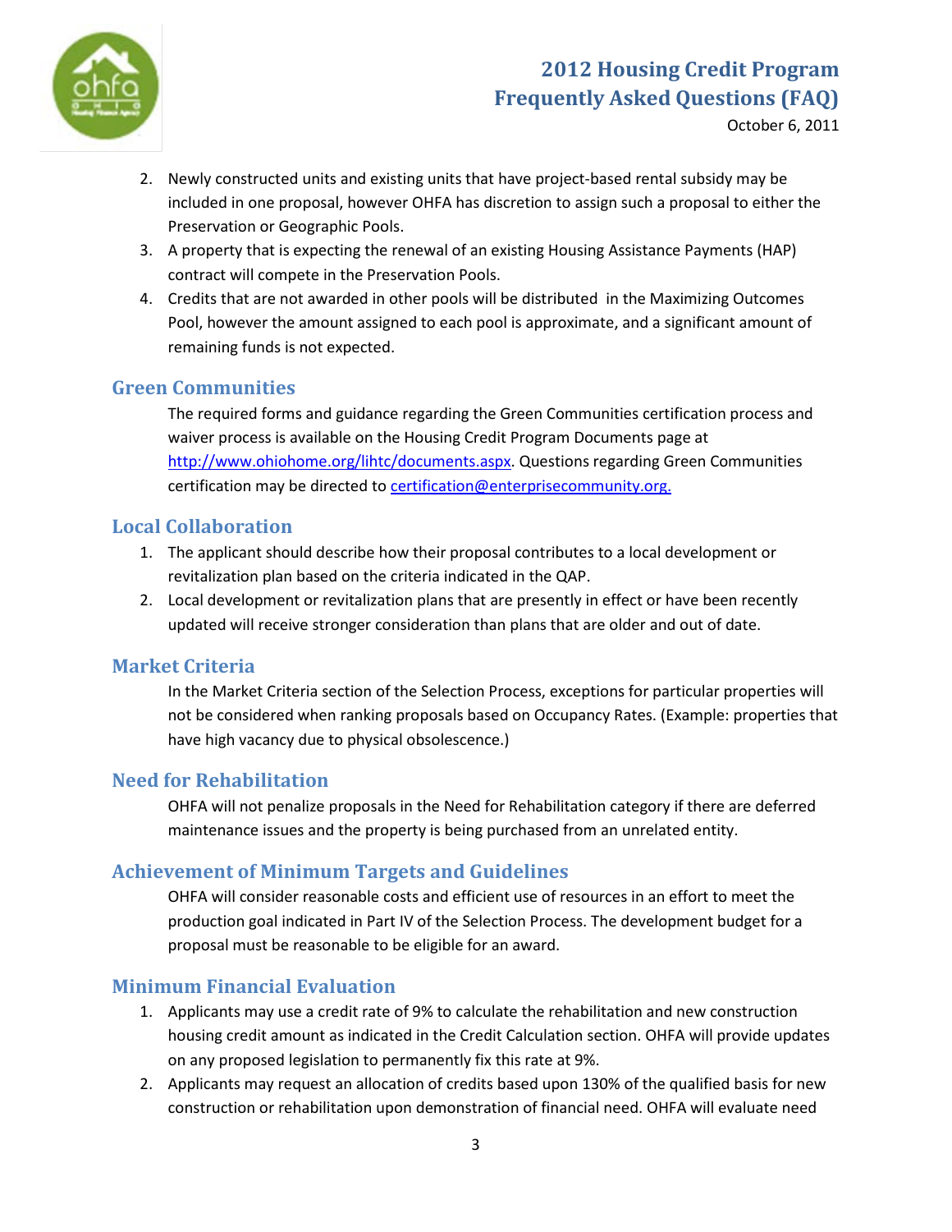2. Newly constructed units and existing units that have project-based rental subsidy may be included in one proposal, however OHFA has discretion to assign such a proposal to either the Preservation or Geographic Pools.
3. A property that is expecting the renewal of an existing Housing Assistance Payments (HAP) contract will compete in the Preservation Pools.
4. Credits that are not awarded in other pools will be distributed in the Maximizing Outcomes Pool, however the amount assigned to each pool is approximate, and a significant amount of remaining funds is not expected.

## Green Communities

The required forms and guidance regarding the Green Communities certification process and waiver process is available on the Housing Credit Program Documents page at http://www.ohiohome.org/lihtc/documents.aspx. Questions regarding Green Communities certification may be directed to certification@enterprisecommunity.org.

## Local Collaboration

1. The applicant should describe how their proposal contributes to a local development or revitalization plan based on the criteria indicated in the QAP.
2. Local development or revitalization plans that are presently in effect or have been recently updated will receive stronger consideration than plans that are older and out of date.

## Market Criteria

In the Market Criteria section of the Selection Process, exceptions for particular properties will not be considered when ranking proposals based on Occupancy Rates. (Example: properties that have high vacancy due to physical obsolescence.)

## Need for Rehabilitation

OHFA will not penalize proposals in the Need for Rehabilitation category if there are deferred maintenance issues and the property is being purchased from an unrelated entity.

## Achievement of Minimum Targets and Guidelines

OHFA will consider reasonable costs and efficient use of resources in an effort to meet the production goal indicated in Part IV of the Selection Process. The development budget for a proposal must be reasonable to be eligible for an award.

## Minimum Financial Evaluation

1. Applicants may use a credit rate of 9% to calculate the rehabilitation and new construction housing credit amount as indicated in the Credit Calculation section. OHFA will provide updates on any proposed legislation to permanently fix this rate at 9%.
2. Applicants may request an allocation of credits based upon 130% of the qualified basis for new construction or rehabilitation upon demonstration of financial need. OHFA will evaluate need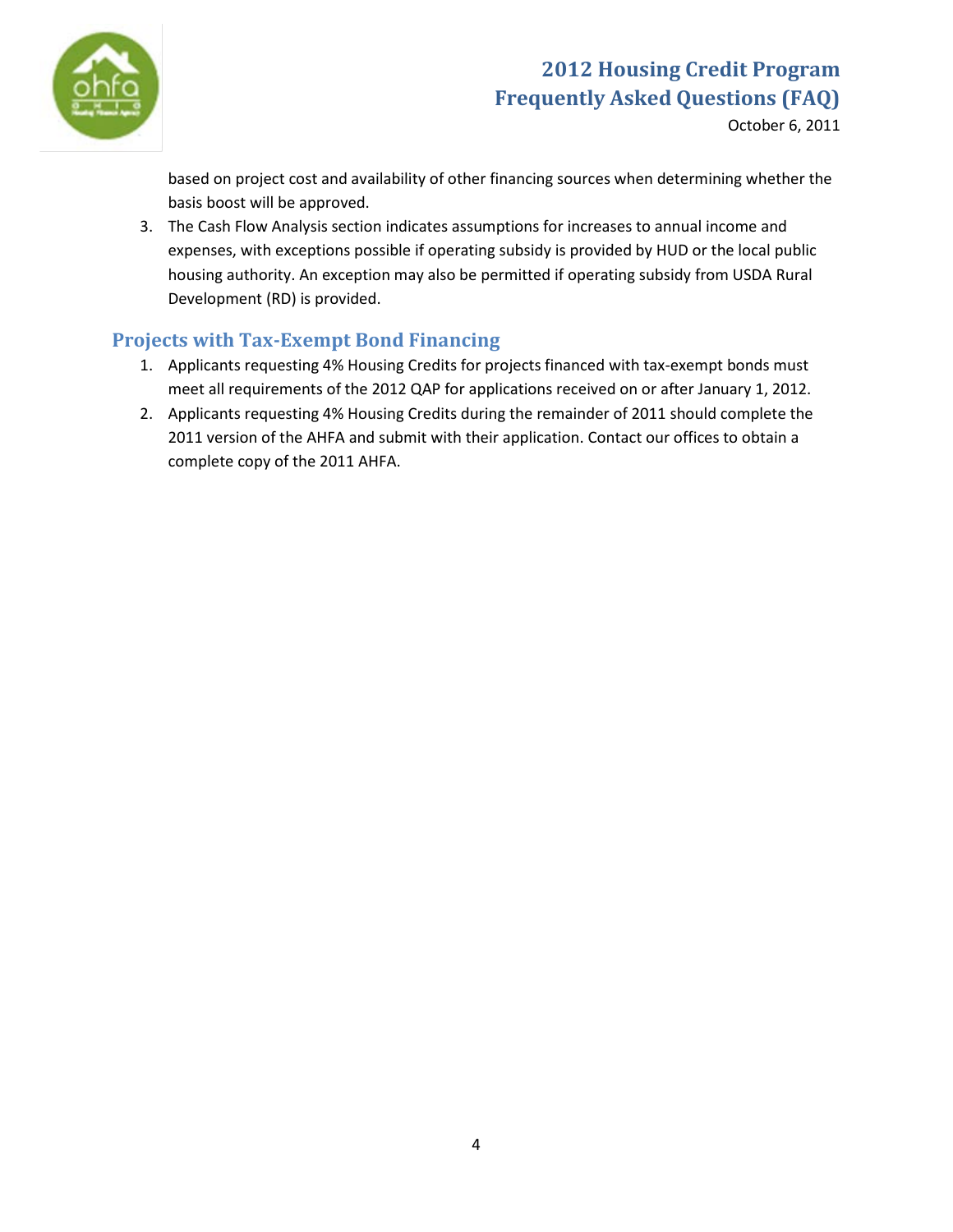based on project cost and availability of other financing sources when determining whether the basis boost will be approved.

3. The Cash Flow Analysis section indicates assumptions for increases to annual income and expenses, with exceptions possible if operating subsidy is provided by HUD or the local public housing authority. An exception may also be permitted if operating subsidy from USDA Rural Development (RD) is provided.

## Projects with Tax-Exempt Bond Financing

1. Applicants requesting 4% Housing Credits for projects financed with tax-exempt bonds must meet all requirements of the 2012 QAP for applications received on or after January 1, 2012.
2. Applicants requesting 4% Housing Credits during the remainder of 2011 should complete the 2011 version of the AHFA and submit with their application. Contact our offices to obtain a complete copy of the 2011 AHFA.